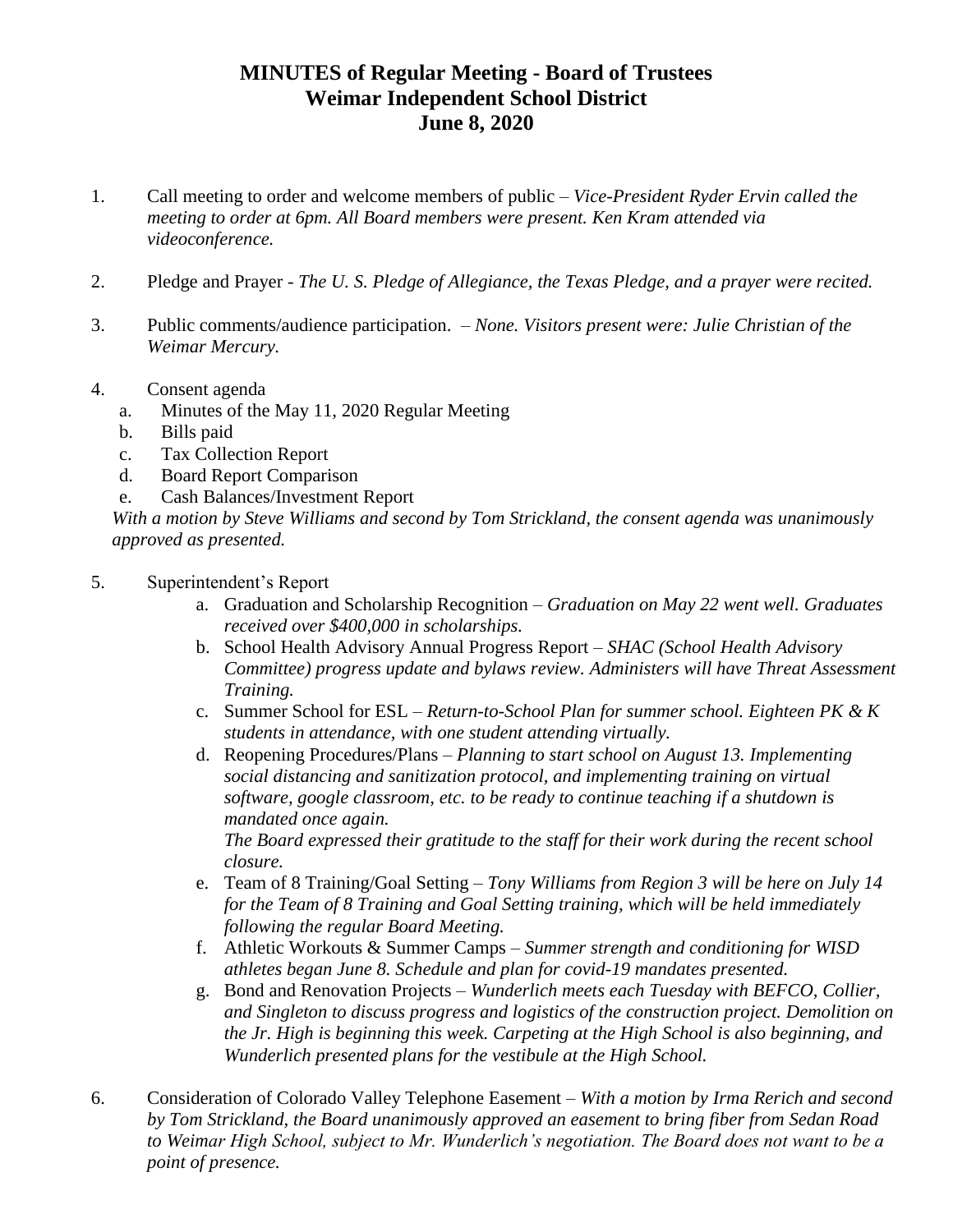# MINUTES of Regular Meeting - Board of Trustees
# Weimar Independent School District
# June 8, 2020

1. Call meeting to order and welcome members of public – *Vice-President Ryder Ervin called the meeting to order at 6pm. All Board members were present. Ken Kram attended via videoconference.*

2. Pledge and Prayer - *The U. S. Pledge of Allegiance, the Texas Pledge, and a prayer were recited.*

3. Public comments/audience participation. – *None. Visitors present were: Julie Christian of the Weimar Mercury.*

4. Consent agenda
   a. Minutes of the May 11, 2020 Regular Meeting
   b. Bills paid
   c. Tax Collection Report
   d. Board Report Comparison
   e. Cash Balances/Investment Report

   *With a motion by Steve Williams and second by Tom Strickland, the consent agenda was unanimously approved as presented.*

5. Superintendent's Report
   a. Graduation and Scholarship Recognition – *Graduation on May 22 went well. Graduates received over $400,000 in scholarships.*
   b. School Health Advisory Annual Progress Report – *SHAC (School Health Advisory Committee) progress update and bylaws review. Administers will have Threat Assessment Training.*
   c. Summer School for ESL – *Return-to-School Plan for summer school. Eighteen PK & K students in attendance, with one student attending virtually.*
   d. Reopening Procedures/Plans – *Planning to start school on August 13. Implementing social distancing and sanitization protocol, and implementing training on virtual software, google classroom, etc. to be ready to continue teaching if a shutdown is mandated once again.*
      *The Board expressed their gratitude to the staff for their work during the recent school closure.*
   e. Team of 8 Training/Goal Setting – *Tony Williams from Region 3 will be here on July 14 for the Team of 8 Training and Goal Setting training, which will be held immediately following the regular Board Meeting.*
   f. Athletic Workouts & Summer Camps – *Summer strength and conditioning for WISD athletes began June 8. Schedule and plan for covid-19 mandates presented.*
   g. Bond and Renovation Projects – *Wunderlich meets each Tuesday with BEFCO, Collier, and Singleton to discuss progress and logistics of the construction project. Demolition on the Jr. High is beginning this week. Carpeting at the High School is also beginning, and Wunderlich presented plans for the vestibule at the High School.*

6. Consideration of Colorado Valley Telephone Easement – *With a motion by Irma Rerich and second by Tom Strickland, the Board unanimously approved an easement to bring fiber from Sedan Road to Weimar High School, subject to Mr. Wunderlich's negotiation. The Board does not want to be a point of presence.*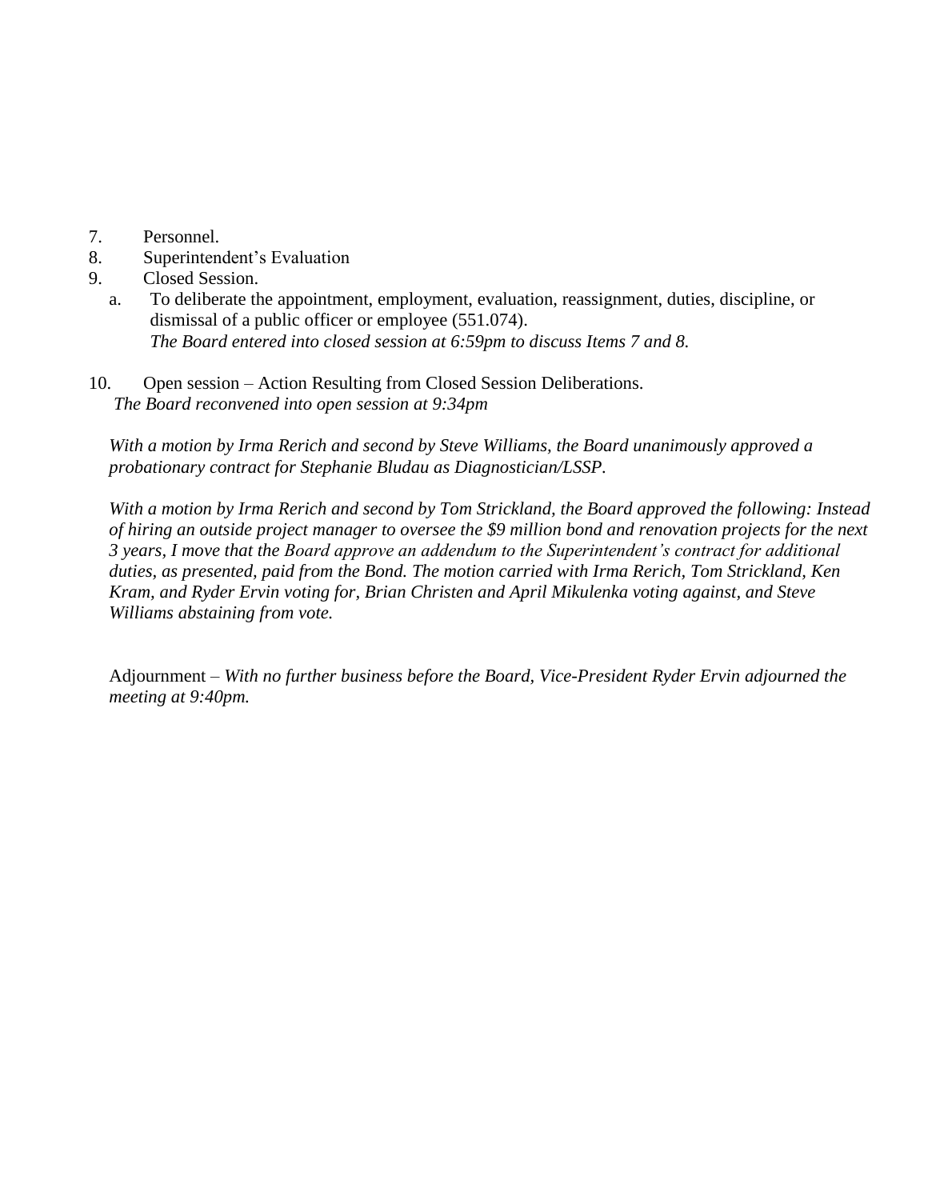7. Personnel.
8. Superintendent's Evaluation
9. Closed Session.
   a. To deliberate the appointment, employment, evaluation, reassignment, duties, discipline, or dismissal of a public officer or employee (551.074).
      *The Board entered into closed session at 6:59pm to discuss Items 7 and 8.*

10. Open session – Action Resulting from Closed Session Deliberations.
    *The Board reconvened into open session at 9:34pm*

    *With a motion by Irma Rerich and second by Steve Williams, the Board unanimously approved a probationary contract for Stephanie Bludau as Diagnostician/LSSP.*

    *With a motion by Irma Rerich and second by Tom Strickland, the Board approved the following: Instead of hiring an outside project manager to oversee the $9 million bond and renovation projects for the next 3 years, I move that the Board approve an addendum to the Superintendent's contract for additional duties, as presented, paid from the Bond. The motion carried with Irma Rerich, Tom Strickland, Ken Kram, and Ryder Ervin voting for, Brian Christen and April Mikulenka voting against, and Steve Williams abstaining from vote.*

Adjournment – *With no further business before the Board, Vice-President Ryder Ervin adjourned the meeting at 9:40pm.*